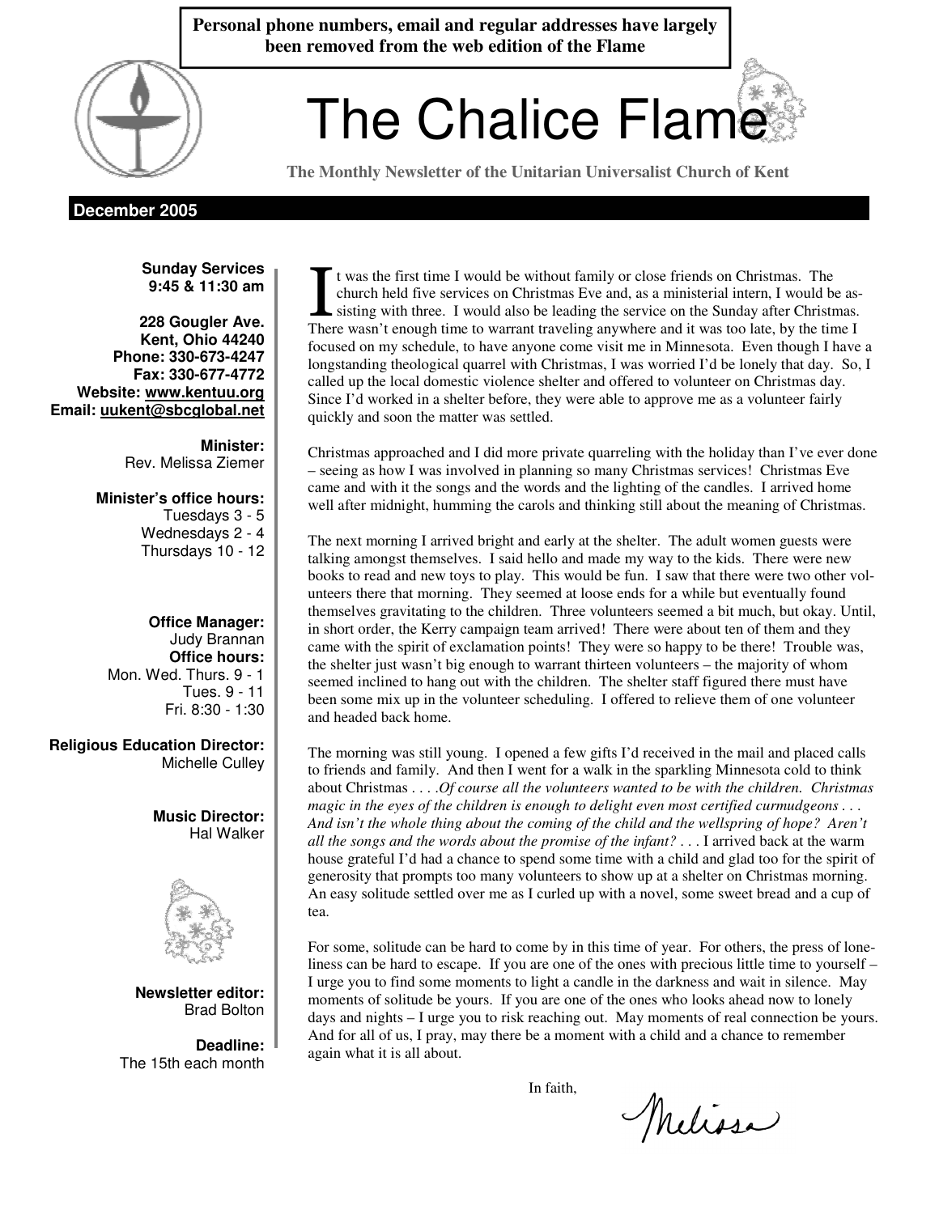**Personal phone numbers, email and regular addresses have largely been removed from the web edition of the Flame**

# The Chalice Flame

**The Monthly Newsletter of the Unitarian Universalist Church of Kent**

**December 2005**

**Sunday Services**
**9:45 & 11:30 am**

**228 Gougler Ave.**
**Kent, Ohio 44240**
**Phone: 330-673-4247**
**Fax: 330-677-4772**
**Website: www.kentuu.org**
**Email: uukent@sbcglobal.net**

**Minister:**
Rev. Melissa Ziemer

**Minister's office hours:**
Tuesdays 3 - 5
Wednesdays 2 - 4
Thursdays 10 - 12

**Office Manager:**
Judy Brannan
**Office hours:**
Mon. Wed. Thurs. 9 - 1
Tues. 9 - 11
Fri. 8:30 - 1:30

**Religious Education Director:**
Michelle Culley

**Music Director:**
Hal Walker

**Newsletter editor:**
Brad Bolton

**Deadline:**
The 15th each month

It was the first time I would be without family or close friends on Christmas. The church held five services on Christmas Eve and, as a ministerial intern, I would be assisting with three. I would also be leading the service on the Sunday after Christmas. There wasn't enough time to warrant traveling anywhere and it was too late, by the time I focused on my schedule, to have anyone come visit me in Minnesota. Even though I have a longstanding theological quarrel with Christmas, I was worried I'd be lonely that day. So, I called up the local domestic violence shelter and offered to volunteer on Christmas day. Since I'd worked in a shelter before, they were able to approve me as a volunteer fairly quickly and soon the matter was settled.

Christmas approached and I did more private quarreling with the holiday than I've ever done – seeing as how I was involved in planning so many Christmas services! Christmas Eve came and with it the songs and the words and the lighting of the candles. I arrived home well after midnight, humming the carols and thinking still about the meaning of Christmas.

The next morning I arrived bright and early at the shelter. The adult women guests were talking amongst themselves. I said hello and made my way to the kids. There were new books to read and new toys to play. This would be fun. I saw that there were two other volunteers there that morning. They seemed at loose ends for a while but eventually found themselves gravitating to the children. Three volunteers seemed a bit much, but okay. Until, in short order, the Kerry campaign team arrived! There were about ten of them and they came with the spirit of exclamation points! They were so happy to be there! Trouble was, the shelter just wasn't big enough to warrant thirteen volunteers – the majority of whom seemed inclined to hang out with the children. The shelter staff figured there must have been some mix up in the volunteer scheduling. I offered to relieve them of one volunteer and headed back home.

The morning was still young. I opened a few gifts I'd received in the mail and placed calls to friends and family. And then I went for a walk in the sparkling Minnesota cold to think about Christmas . . . .*Of course all the volunteers wanted to be with the children. Christmas magic in the eyes of the children is enough to delight even most certified curmudgeons . . . And isn't the whole thing about the coming of the child and the wellspring of hope? Aren't all the songs and the words about the promise of the infant?* . . . I arrived back at the warm house grateful I'd had a chance to spend some time with a child and glad too for the spirit of generosity that prompts too many volunteers to show up at a shelter on Christmas morning. An easy solitude settled over me as I curled up with a novel, some sweet bread and a cup of tea.

For some, solitude can be hard to come by in this time of year. For others, the press of loneliness can be hard to escape. If you are one of the ones with precious little time to yourself – I urge you to find some moments to light a candle in the darkness and wait in silence. May moments of solitude be yours. If you are one of the ones who looks ahead now to lonely days and nights – I urge you to risk reaching out. May moments of real connection be yours. And for all of us, I pray, may there be a moment with a child and a chance to remember again what it is all about.

In faith,

Melissa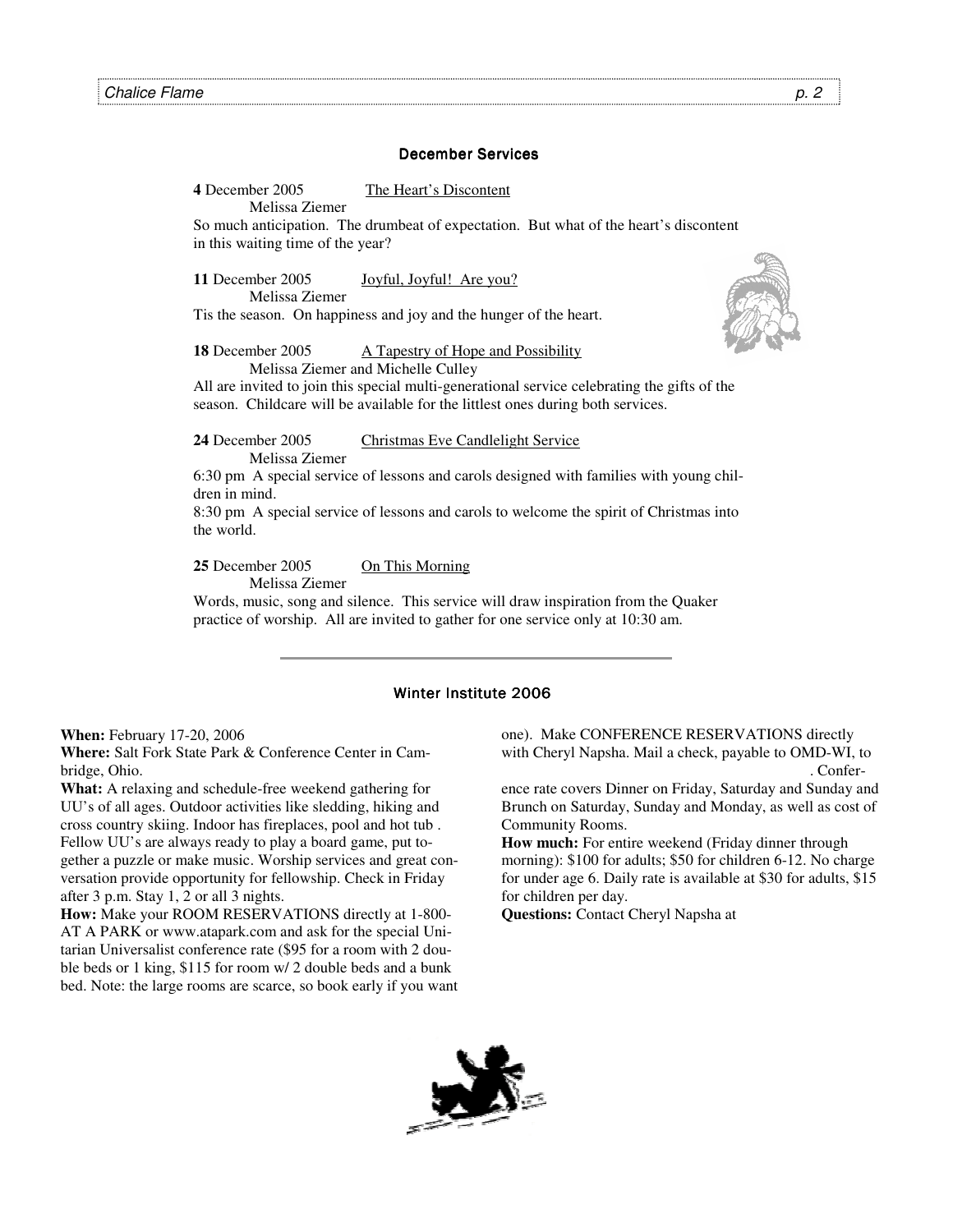## December Services

**4** December 2005 — The Heart's Discontent
Melissa Ziemer

So much anticipation. The drumbeat of expectation. But what of the heart's discontent in this waiting time of the year?

**11** December 2005 — Joyful, Joyful! Are you?
Melissa Ziemer

Tis the season. On happiness and joy and the hunger of the heart.

**18** December 2005 — A Tapestry of Hope and Possibility
Melissa Ziemer and Michelle Culley

All are invited to join this special multi-generational service celebrating the gifts of the season. Childcare will be available for the littlest ones during both services.

**24** December 2005 — Christmas Eve Candlelight Service
Melissa Ziemer

6:30 pm A special service of lessons and carols designed with families with young children in mind.

8:30 pm A special service of lessons and carols to welcome the spirit of Christmas into the world.

**25** December 2005 — On This Morning
Melissa Ziemer

Words, music, song and silence. This service will draw inspiration from the Quaker practice of worship. All are invited to gather for one service only at 10:30 am.

---

## Winter Institute 2006

**When:** February 17-20, 2006

**Where:** Salt Fork State Park & Conference Center in Cambridge, Ohio.

**What:** A relaxing and schedule-free weekend gathering for UU's of all ages. Outdoor activities like sledding, hiking and cross country skiing. Indoor has fireplaces, pool and hot tub . Fellow UU's are always ready to play a board game, put together a puzzle or make music. Worship services and great conversation provide opportunity for fellowship. Check in Friday after 3 p.m. Stay 1, 2 or all 3 nights.

**How:** Make your ROOM RESERVATIONS directly at 1-800-AT A PARK or www.atapark.com and ask for the special Unitarian Universalist conference rate ($95 for a room with 2 double beds or 1 king, $115 for room w/ 2 double beds and a bunk bed. Note: the large rooms are scarce, so book early if you want one). Make CONFERENCE RESERVATIONS directly with Cheryl Napsha. Mail a check, payable to OMD-WI, to . Conference rate covers Dinner on Friday, Saturday and Sunday and Brunch on Saturday, Sunday and Monday, as well as cost of Community Rooms.

**How much:** For entire weekend (Friday dinner through morning): $100 for adults; $50 for children 6-12. No charge for under age 6. Daily rate is available at $30 for adults, $15 for children per day.

**Questions:** Contact Cheryl Napsha at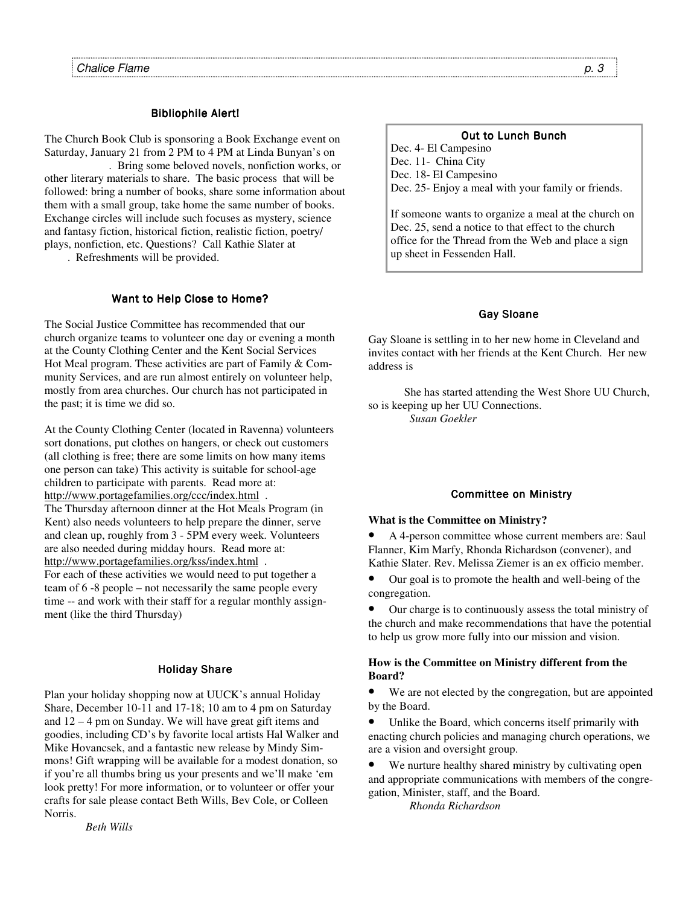### Bibliophile Alert!

The Church Book Club is sponsoring a Book Exchange event on Saturday, January 21 from 2 PM to 4 PM at Linda Bunyan's on . Bring some beloved novels, nonfiction works, or other literary materials to share. The basic process that will be followed: bring a number of books, share some information about them with a small group, take home the same number of books. Exchange circles will include such focuses as mystery, science and fantasy fiction, historical fiction, realistic fiction, poetry/plays, nonfiction, etc. Questions? Call Kathie Slater at . Refreshments will be provided.

### Want to Help Close to Home?

The Social Justice Committee has recommended that our church organize teams to volunteer one day or evening a month at the County Clothing Center and the Kent Social Services Hot Meal program. These activities are part of Family & Community Services, and are run almost entirely on volunteer help, mostly from area churches. Our church has not participated in the past; it is time we did so.

At the County Clothing Center (located in Ravenna) volunteers sort donations, put clothes on hangers, or check out customers (all clothing is free; there are some limits on how many items one person can take) This activity is suitable for school-age children to participate with parents. Read more at: http://www.portagefamilies.org/ccc/index.html .
The Thursday afternoon dinner at the Hot Meals Program (in Kent) also needs volunteers to help prepare the dinner, serve and clean up, roughly from 3 - 5PM every week. Volunteers are also needed during midday hours. Read more at: http://www.portagefamilies.org/kss/index.html .
For each of these activities we would need to put together a team of 6 -8 people – not necessarily the same people every time -- and work with their staff for a regular monthly assignment (like the third Thursday)

### Holiday Share

Plan your holiday shopping now at UUCK's annual Holiday Share, December 10-11 and 17-18; 10 am to 4 pm on Saturday and 12 – 4 pm on Sunday. We will have great gift items and goodies, including CD's by favorite local artists Hal Walker and Mike Hovancsek, and a fantastic new release by Mindy Simmons! Gift wrapping will be available for a modest donation, so if you're all thumbs bring us your presents and we'll make 'em look pretty! For more information, or to volunteer or offer your crafts for sale please contact Beth Wills, Bev Cole, or Colleen Norris.

*Beth Wills*

### Out to Lunch Bunch

Dec. 4- El Campesino
Dec. 11- China City
Dec. 18- El Campesino
Dec. 25- Enjoy a meal with your family or friends.

If someone wants to organize a meal at the church on Dec. 25, send a notice to that effect to the church office for the Thread from the Web and place a sign up sheet in Fessenden Hall.

### Gay Sloane

Gay Sloane is settling in to her new home in Cleveland and invites contact with her friends at the Kent Church. Her new address is

She has started attending the West Shore UU Church, so is keeping up her UU Connections.

*Susan Goekler*

### Committee on Ministry

**What is the Committee on Ministry?**

- A 4-person committee whose current members are: Saul Flanner, Kim Marfy, Rhonda Richardson (convener), and Kathie Slater. Rev. Melissa Ziemer is an ex officio member.
- Our goal is to promote the health and well-being of the congregation.
- Our charge is to continuously assess the total ministry of the church and make recommendations that have the potential to help us grow more fully into our mission and vision.

**How is the Committee on Ministry different from the Board?**

- We are not elected by the congregation, but are appointed by the Board.
- Unlike the Board, which concerns itself primarily with enacting church policies and managing church operations, we are a vision and oversight group.
- We nurture healthy shared ministry by cultivating open and appropriate communications with members of the congregation, Minister, staff, and the Board.

*Rhonda Richardson*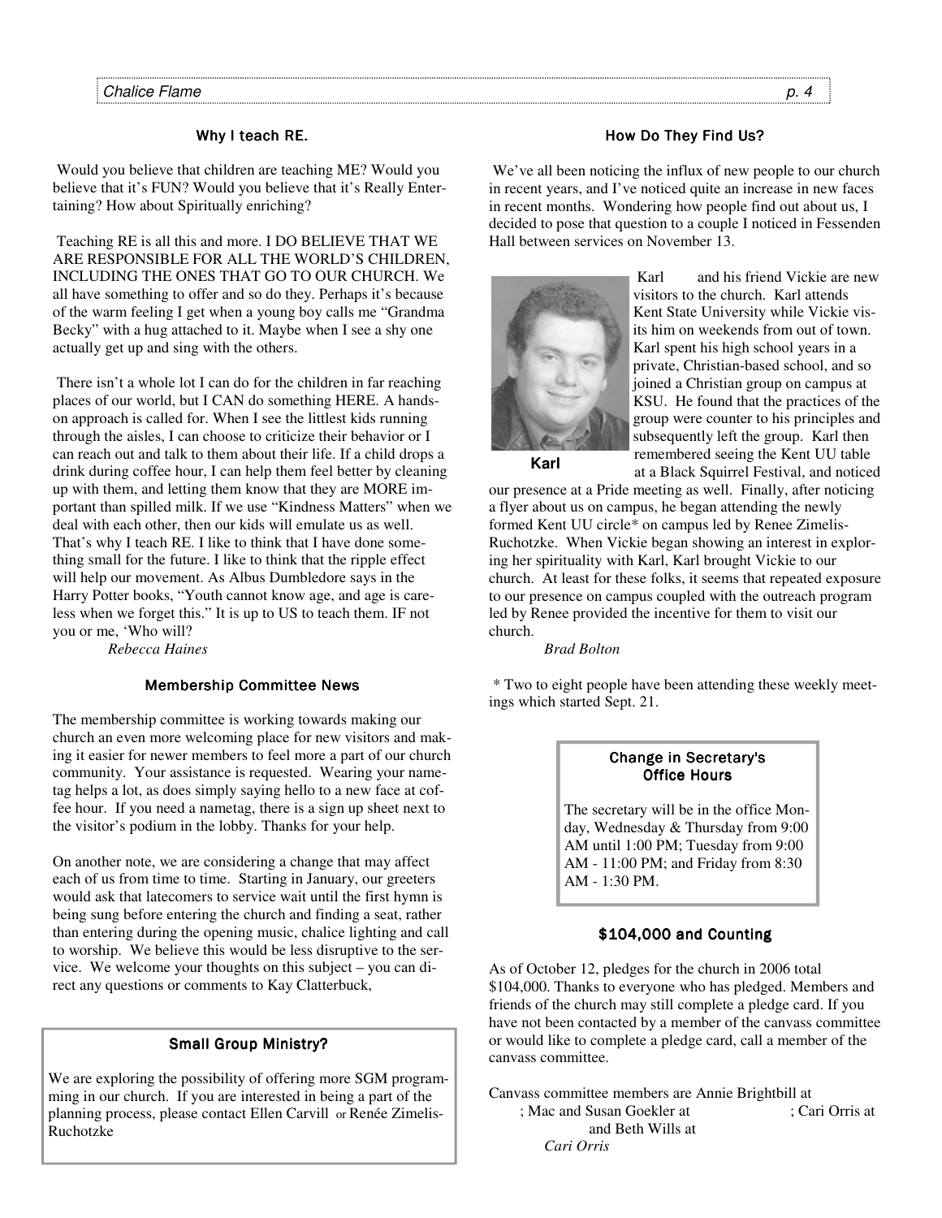## Why I teach RE.

Would you believe that children are teaching ME? Would you believe that it's FUN? Would you believe that it's Really Entertaining? How about Spiritually enriching?

Teaching RE is all this and more. I DO BELIEVE THAT WE ARE RESPONSIBLE FOR ALL THE WORLD'S CHILDREN, INCLUDING THE ONES THAT GO TO OUR CHURCH. We all have something to offer and so do they. Perhaps it's because of the warm feeling I get when a young boy calls me "Grandma Becky" with a hug attached to it. Maybe when I see a shy one actually get up and sing with the others.

There isn't a whole lot I can do for the children in far reaching places of our world, but I CAN do something HERE. A hands-on approach is called for. When I see the littlest kids running through the aisles, I can choose to criticize their behavior or I can reach out and talk to them about their life. If a child drops a drink during coffee hour, I can help them feel better by cleaning up with them, and letting them know that they are MORE important than spilled milk. If we use "Kindness Matters" when we deal with each other, then our kids will emulate us as well. That's why I teach RE. I like to think that I have done something small for the future. I like to think that the ripple effect will help our movement. As Albus Dumbledore says in the Harry Potter books, "Youth cannot know age, and age is careless when we forget this." It is up to US to teach them. IF not you or me, 'Who will?

*Rebecca Haines*

## Membership Committee News

The membership committee is working towards making our church an even more welcoming place for new visitors and making it easier for newer members to feel more a part of our church community. Your assistance is requested. Wearing your name-tag helps a lot, as does simply saying hello to a new face at coffee hour. If you need a nametag, there is a sign up sheet next to the visitor's podium in the lobby. Thanks for your help.

On another note, we are considering a change that may affect each of us from time to time. Starting in January, our greeters would ask that latecomers to service wait until the first hymn is being sung before entering the church and finding a seat, rather than entering during the opening music, chalice lighting and call to worship. We believe this would be less disruptive to the service. We welcome your thoughts on this subject – you can direct any questions or comments to Kay Clatterbuck,

## Small Group Ministry?

We are exploring the possibility of offering more SGM programming in our church. If you are interested in being a part of the planning process, please contact Ellen Carvill or Renée Zimelis-Ruchotzke

## How Do They Find Us?

We've all been noticing the influx of new people to our church in recent years, and I've noticed quite an increase in new faces in recent months. Wondering how people find out about us, I decided to pose that question to a couple I noticed in Fessenden Hall between services on November 13.

Karl

Karl and his friend Vickie are new visitors to the church. Karl attends Kent State University while Vickie visits him on weekends from out of town. Karl spent his high school years in a private, Christian-based school, and so joined a Christian group on campus at KSU. He found that the practices of the group were counter to his principles and subsequently left the group. Karl then remembered seeing the Kent UU table at a Black Squirrel Festival, and noticed our presence at a Pride meeting as well. Finally, after noticing a flyer about us on campus, he began attending the newly formed Kent UU circle* on campus led by Renee Zimelis-Ruchotzke. When Vickie began showing an interest in exploring her spirituality with Karl, Karl brought Vickie to our church. At least for these folks, it seems that repeated exposure to our presence on campus coupled with the outreach program led by Renee provided the incentive for them to visit our church.

*Brad Bolton*

* Two to eight people have been attending these weekly meetings which started Sept. 21.

## Change in Secretary's Office Hours

The secretary will be in the office Monday, Wednesday & Thursday from 9:00 AM until 1:00 PM; Tuesday from 9:00 AM - 11:00 PM; and Friday from 8:30 AM - 1:30 PM.

## $104,000 and Counting

As of October 12, pledges for the church in 2006 total $104,000. Thanks to everyone who has pledged. Members and friends of the church may still complete a pledge card. If you have not been contacted by a member of the canvass committee or would like to complete a pledge card, call a member of the canvass committee.

Canvass committee members are Annie Brightbill at ; Mac and Susan Goekler at ; Cari Orris at and Beth Wills at

*Cari Orris*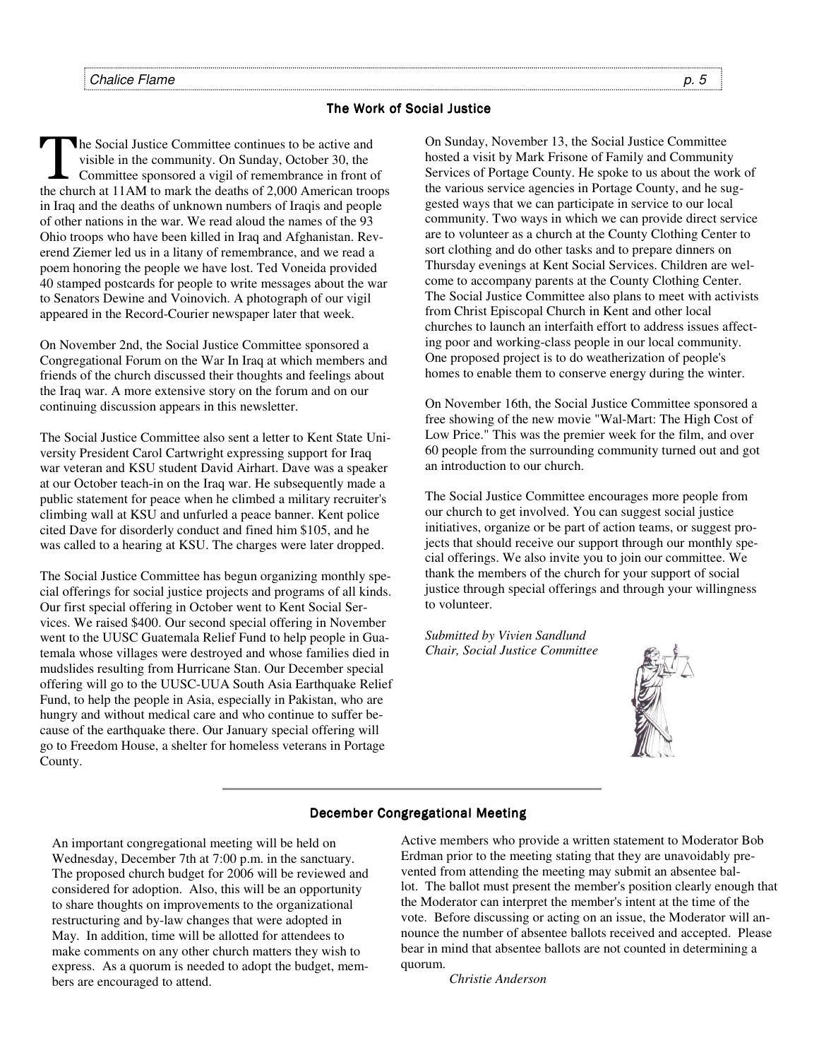## The Work of Social Justice

The Social Justice Committee continues to be active and visible in the community. On Sunday, October 30, the Committee sponsored a vigil of remembrance in front of the church at 11AM to mark the deaths of 2,000 American troops in Iraq and the deaths of unknown numbers of Iraqis and people of other nations in the war. We read aloud the names of the 93 Ohio troops who have been killed in Iraq and Afghanistan. Reverend Ziemer led us in a litany of remembrance, and we read a poem honoring the people we have lost. Ted Voneida provided 40 stamped postcards for people to write messages about the war to Senators Dewine and Voinovich. A photograph of our vigil appeared in the Record-Courier newspaper later that week.

On November 2nd, the Social Justice Committee sponsored a Congregational Forum on the War In Iraq at which members and friends of the church discussed their thoughts and feelings about the Iraq war. A more extensive story on the forum and on our continuing discussion appears in this newsletter.

The Social Justice Committee also sent a letter to Kent State University President Carol Cartwright expressing support for Iraq war veteran and KSU student David Airhart. Dave was a speaker at our October teach-in on the Iraq war. He subsequently made a public statement for peace when he climbed a military recruiter's climbing wall at KSU and unfurled a peace banner. Kent police cited Dave for disorderly conduct and fined him $105, and he was called to a hearing at KSU. The charges were later dropped.

The Social Justice Committee has begun organizing monthly special offerings for social justice projects and programs of all kinds. Our first special offering in October went to Kent Social Services. We raised $400. Our second special offering in November went to the UUSC Guatemala Relief Fund to help people in Guatemala whose villages were destroyed and whose families died in mudslides resulting from Hurricane Stan. Our December special offering will go to the UUSC-UUA South Asia Earthquake Relief Fund, to help the people in Asia, especially in Pakistan, who are hungry and without medical care and who continue to suffer because of the earthquake there. Our January special offering will go to Freedom House, a shelter for homeless veterans in Portage County.

On Sunday, November 13, the Social Justice Committee hosted a visit by Mark Frisone of Family and Community Services of Portage County. He spoke to us about the work of the various service agencies in Portage County, and he suggested ways that we can participate in service to our local community. Two ways in which we can provide direct service are to volunteer as a church at the County Clothing Center to sort clothing and do other tasks and to prepare dinners on Thursday evenings at Kent Social Services. Children are welcome to accompany parents at the County Clothing Center. The Social Justice Committee also plans to meet with activists from Christ Episcopal Church in Kent and other local churches to launch an interfaith effort to address issues affecting poor and working-class people in our local community. One proposed project is to do weatherization of people's homes to enable them to conserve energy during the winter.

On November 16th, the Social Justice Committee sponsored a free showing of the new movie "Wal-Mart: The High Cost of Low Price." This was the premier week for the film, and over 60 people from the surrounding community turned out and got an introduction to our church.

The Social Justice Committee encourages more people from our church to get involved. You can suggest social justice initiatives, organize or be part of action teams, or suggest projects that should receive our support through our monthly special offerings. We also invite you to join our committee. We thank the members of the church for your support of social justice through special offerings and through your willingness to volunteer.

*Submitted by Vivien Sandlund*
*Chair, Social Justice Committee*

## December Congregational Meeting

An important congregational meeting will be held on Wednesday, December 7th at 7:00 p.m. in the sanctuary. The proposed church budget for 2006 will be reviewed and considered for adoption. Also, this will be an opportunity to share thoughts on improvements to the organizational restructuring and by-law changes that were adopted in May. In addition, time will be allotted for attendees to make comments on any other church matters they wish to express. As a quorum is needed to adopt the budget, members are encouraged to attend.

Active members who provide a written statement to Moderator Bob Erdman prior to the meeting stating that they are unavoidably prevented from attending the meeting may submit an absentee ballot. The ballot must present the member's position clearly enough that the Moderator can interpret the member's intent at the time of the vote. Before discussing or acting on an issue, the Moderator will announce the number of absentee ballots received and accepted. Please bear in mind that absentee ballots are not counted in determining a quorum.

*Christie Anderson*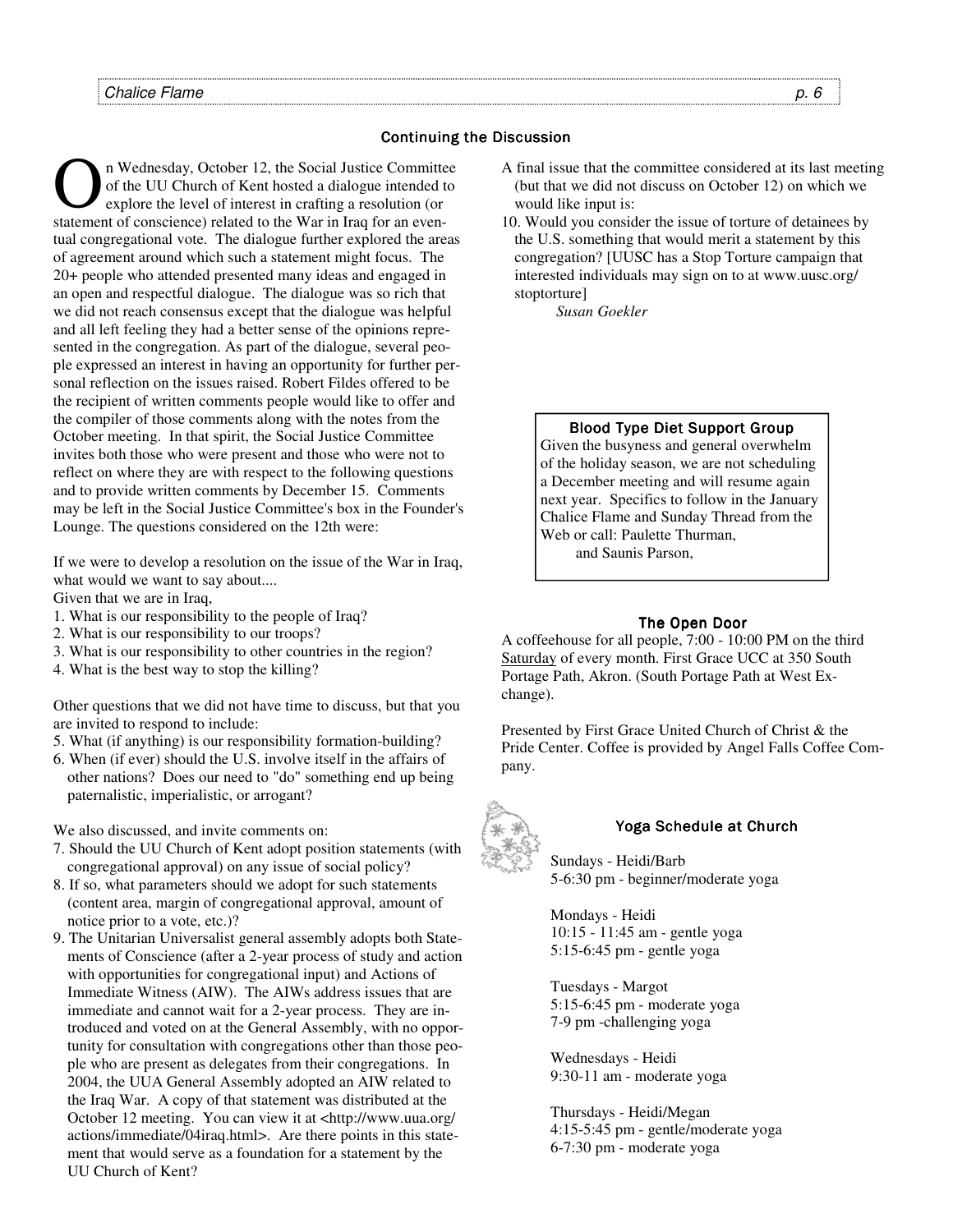## Continuing the Discussion

On Wednesday, October 12, the Social Justice Committee of the UU Church of Kent hosted a dialogue intended to explore the level of interest in crafting a resolution (or statement of conscience) related to the War in Iraq for an eventual congregational vote. The dialogue further explored the areas of agreement around which such a statement might focus. The 20+ people who attended presented many ideas and engaged in an open and respectful dialogue. The dialogue was so rich that we did not reach consensus except that the dialogue was helpful and all left feeling they had a better sense of the opinions represented in the congregation. As part of the dialogue, several people expressed an interest in having an opportunity for further personal reflection on the issues raised. Robert Fildes offered to be the recipient of written comments people would like to offer and the compiler of those comments along with the notes from the October meeting. In that spirit, the Social Justice Committee invites both those who were present and those who were not to reflect on where they are with respect to the following questions and to provide written comments by December 15. Comments may be left in the Social Justice Committee's box in the Founder's Lounge. The questions considered on the 12th were:

If we were to develop a resolution on the issue of the War in Iraq, what would we want to say about....
Given that we are in Iraq,

1. What is our responsibility to the people of Iraq?
2. What is our responsibility to our troops?
3. What is our responsibility to other countries in the region?
4. What is the best way to stop the killing?

Other questions that we did not have time to discuss, but that you are invited to respond to include:

5. What (if anything) is our responsibility formation-building?
6. When (if ever) should the U.S. involve itself in the affairs of other nations? Does our need to "do" something end up being paternalistic, imperialistic, or arrogant?

We also discussed, and invite comments on:

7. Should the UU Church of Kent adopt position statements (with congregational approval) on any issue of social policy?
8. If so, what parameters should we adopt for such statements (content area, margin of congregational approval, amount of notice prior to a vote, etc.)?
9. The Unitarian Universalist general assembly adopts both Statements of Conscience (after a 2-year process of study and action with opportunities for congregational input) and Actions of Immediate Witness (AIW). The AIWs address issues that are immediate and cannot wait for a 2-year process. They are introduced and voted on at the General Assembly, with no opportunity for consultation with congregations other than those people who are present as delegates from their congregations. In 2004, the UUA General Assembly adopted an AIW related to the Iraq War. A copy of that statement was distributed at the October 12 meeting. You can view it at <http://www.uua.org/actions/immediate/04iraq.html>. Are there points in this statement that would serve as a foundation for a statement by the UU Church of Kent?

A final issue that the committee considered at its last meeting (but that we did not discuss on October 12) on which we would like input is:

10. Would you consider the issue of torture of detainees by the U.S. something that would merit a statement by this congregation? [UUSC has a Stop Torture campaign that interested individuals may sign on to at www.uusc.org/stoptorture]

*Susan Goekler*

## Blood Type Diet Support Group

Given the busyness and general overwhelm of the holiday season, we are not scheduling a December meeting and will resume again next year. Specifics to follow in the January Chalice Flame and Sunday Thread from the Web or call: Paulette Thurman,
and Saunis Parson,

## The Open Door

A coffeehouse for all people, 7:00 - 10:00 PM on the third Saturday of every month. First Grace UCC at 350 South Portage Path, Akron. (South Portage Path at West Exchange).

Presented by First Grace United Church of Christ & the Pride Center. Coffee is provided by Angel Falls Coffee Company.

## Yoga Schedule at Church

Sundays - Heidi/Barb
5-6:30 pm - beginner/moderate yoga

Mondays - Heidi
10:15 - 11:45 am - gentle yoga
5:15-6:45 pm - gentle yoga

Tuesdays - Margot
5:15-6:45 pm - moderate yoga
7-9 pm -challenging yoga

Wednesdays - Heidi
9:30-11 am - moderate yoga

Thursdays - Heidi/Megan
4:15-5:45 pm - gentle/moderate yoga
6-7:30 pm - moderate yoga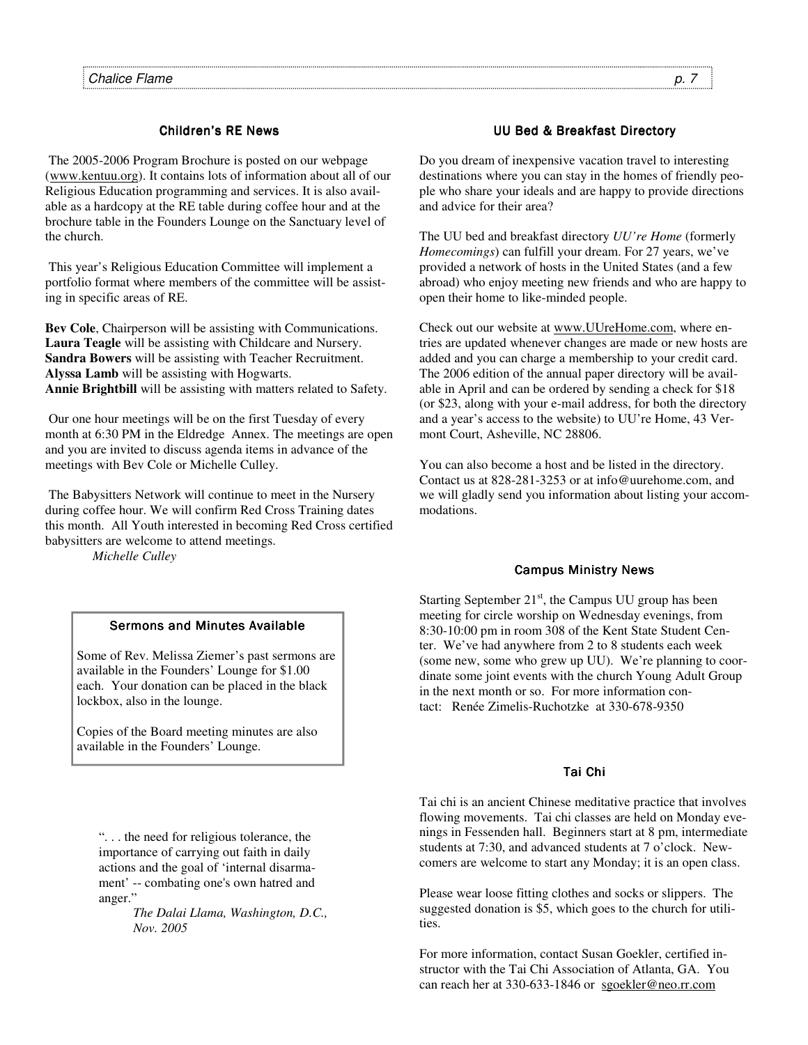## Children's RE News

The 2005-2006 Program Brochure is posted on our webpage (www.kentuu.org). It contains lots of information about all of our Religious Education programming and services. It is also available as a hardcopy at the RE table during coffee hour and at the brochure table in the Founders Lounge on the Sanctuary level of the church.

This year's Religious Education Committee will implement a portfolio format where members of the committee will be assisting in specific areas of RE.

**Bev Cole**, Chairperson will be assisting with Communications.
**Laura Teagle** will be assisting with Childcare and Nursery.
**Sandra Bowers** will be assisting with Teacher Recruitment.
**Alyssa Lamb** will be assisting with Hogwarts.
**Annie Brightbill** will be assisting with matters related to Safety.

Our one hour meetings will be on the first Tuesday of every month at 6:30 PM in the Eldredge Annex. The meetings are open and you are invited to discuss agenda items in advance of the meetings with Bev Cole or Michelle Culley.

The Babysitters Network will continue to meet in the Nursery during coffee hour. We will confirm Red Cross Training dates this month. All Youth interested in becoming Red Cross certified babysitters are welcome to attend meetings.

*Michelle Culley*

## Sermons and Minutes Available

Some of Rev. Melissa Ziemer's past sermons are available in the Founders' Lounge for $1.00 each. Your donation can be placed in the black lockbox, also in the lounge.

Copies of the Board meeting minutes are also available in the Founders' Lounge.

". . . the need for religious tolerance, the importance of carrying out faith in daily actions and the goal of 'internal disarmament' -- combating one's own hatred and anger."

*The Dalai Llama, Washington, D.C., Nov. 2005*

## UU Bed & Breakfast Directory

Do you dream of inexpensive vacation travel to interesting destinations where you can stay in the homes of friendly people who share your ideals and are happy to provide directions and advice for their area?

The UU bed and breakfast directory *UU're Home* (formerly *Homecomings*) can fulfill your dream. For 27 years, we've provided a network of hosts in the United States (and a few abroad) who enjoy meeting new friends and who are happy to open their home to like-minded people.

Check out our website at www.UUreHome.com, where entries are updated whenever changes are made or new hosts are added and you can charge a membership to your credit card. The 2006 edition of the annual paper directory will be available in April and can be ordered by sending a check for $18 (or $23, along with your e-mail address, for both the directory and a year's access to the website) to UU're Home, 43 Vermont Court, Asheville, NC 28806.

You can also become a host and be listed in the directory. Contact us at 828-281-3253 or at info@uurehome.com, and we will gladly send you information about listing your accommodations.

## Campus Ministry News

Starting September 21st, the Campus UU group has been meeting for circle worship on Wednesday evenings, from 8:30-10:00 pm in room 308 of the Kent State Student Center. We've had anywhere from 2 to 8 students each week (some new, some who grew up UU). We're planning to coordinate some joint events with the church Young Adult Group in the next month or so. For more information contact: Renée Zimelis-Ruchotzke at 330-678-9350

## Tai Chi

Tai chi is an ancient Chinese meditative practice that involves flowing movements. Tai chi classes are held on Monday evenings in Fessenden hall. Beginners start at 8 pm, intermediate students at 7:30, and advanced students at 7 o'clock. Newcomers are welcome to start any Monday; it is an open class.

Please wear loose fitting clothes and socks or slippers. The suggested donation is $5, which goes to the church for utilities.

For more information, contact Susan Goekler, certified instructor with the Tai Chi Association of Atlanta, GA. You can reach her at 330-633-1846 or sgoekler@neo.rr.com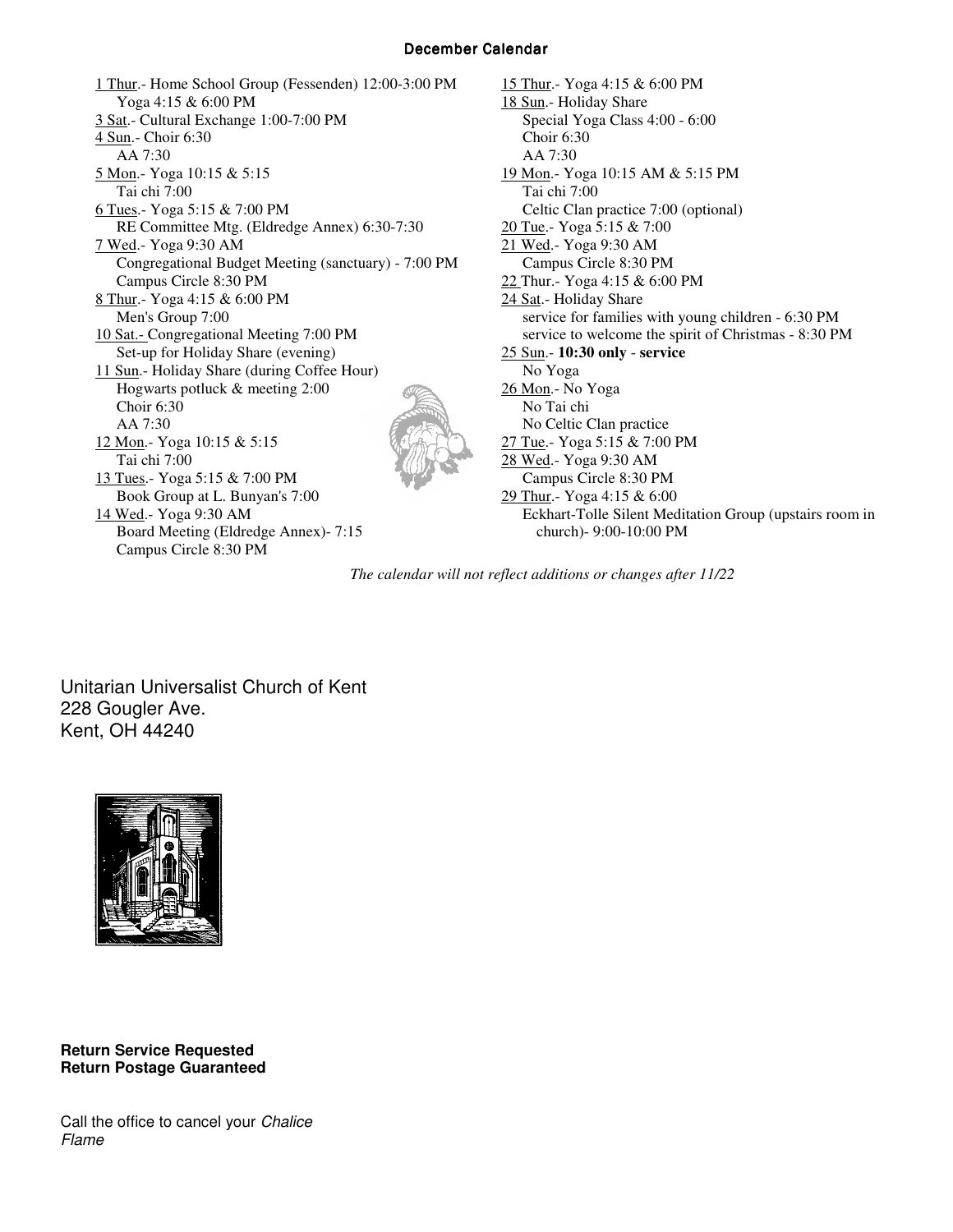## December Calendar

1 Thur.- Home School Group (Fessenden) 12:00-3:00 PM
  Yoga 4:15 & 6:00 PM
3 Sat.- Cultural Exchange 1:00-7:00 PM
4 Sun.- Choir 6:30
  AA 7:30
5 Mon.- Yoga 10:15 & 5:15
  Tai chi 7:00
6 Tues.- Yoga 5:15 & 7:00 PM
  RE Committee Mtg. (Eldredge Annex) 6:30-7:30
7 Wed.- Yoga 9:30 AM
  Congregational Budget Meeting (sanctuary) - 7:00 PM
  Campus Circle 8:30 PM
8 Thur.- Yoga 4:15 & 6:00 PM
  Men's Group 7:00
10 Sat.- Congregational Meeting 7:00 PM
  Set-up for Holiday Share (evening)
11 Sun.- Holiday Share (during Coffee Hour)
  Hogwarts potluck & meeting 2:00
  Choir 6:30
  AA 7:30
12 Mon.- Yoga 10:15 & 5:15
  Tai chi 7:00
13 Tues.- Yoga 5:15 & 7:00 PM
  Book Group at L. Bunyan's 7:00
14 Wed.- Yoga 9:30 AM
  Board Meeting (Eldredge Annex)- 7:15
  Campus Circle 8:30 PM
15 Thur.- Yoga 4:15 & 6:00 PM
18 Sun.- Holiday Share
  Special Yoga Class 4:00 - 6:00
  Choir 6:30
  AA 7:30
19 Mon.- Yoga 10:15 AM & 5:15 PM
  Tai chi 7:00
  Celtic Clan practice 7:00 (optional)
20 Tue.- Yoga 5:15 & 7:00
21 Wed.- Yoga 9:30 AM
  Campus Circle 8:30 PM
22 Thur.- Yoga 4:15 & 6:00 PM
24 Sat.- Holiday Share
  service for families with young children - 6:30 PM
  service to welcome the spirit of Christmas - 8:30 PM
25 Sun.- **10:30 only** - **service**
  No Yoga
26 Mon.- No Yoga
  No Tai chi
  No Celtic Clan practice
27 Tue.- Yoga 5:15 & 7:00 PM
28 Wed.- Yoga 9:30 AM
  Campus Circle 8:30 PM
29 Thur.- Yoga 4:15 & 6:00
  Eckhart-Tolle Silent Meditation Group (upstairs room in church)- 9:00-10:00 PM

*The calendar will not reflect additions or changes after 11/22*

Unitarian Universalist Church of Kent
228 Gougler Ave.
Kent, OH 44240

**Return Service Requested**
**Return Postage Guaranteed**

Call the office to cancel your *Chalice Flame*